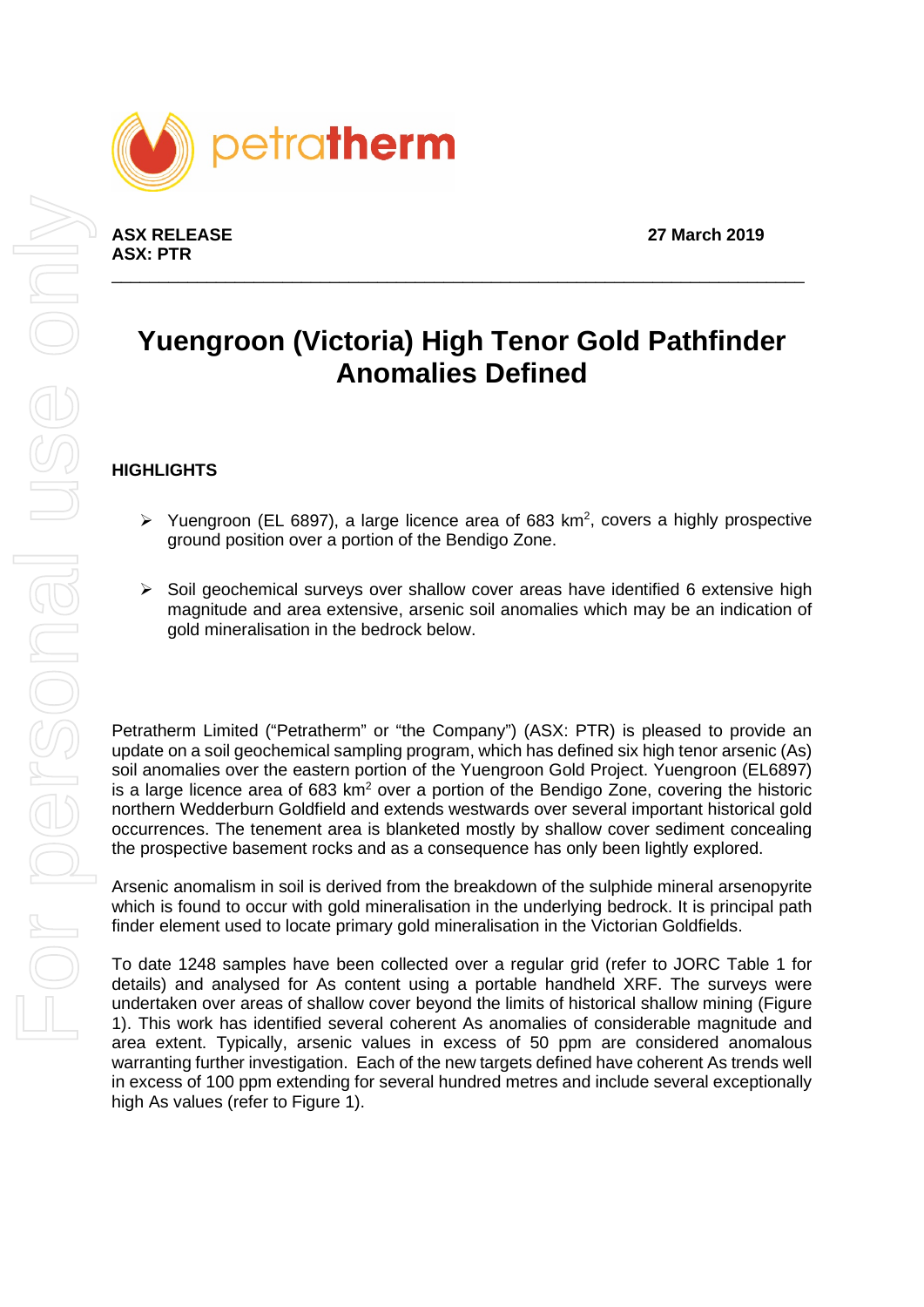**ASX RELEASE**
**ASX: PTR**

**27 March 2019**

# Yuengroon (Victoria) High Tenor Gold Pathfinder Anomalies Defined

## HIGHLIGHTS

- Yuengroon (EL 6897), a large licence area of 683 km$^2$, covers a highly prospective ground position over a portion of the Bendigo Zone.
- Soil geochemical surveys over shallow cover areas have identified 6 extensive high magnitude and area extensive, arsenic soil anomalies which may be an indication of gold mineralisation in the bedrock below.

Petratherm Limited ("Petratherm" or "the Company") (ASX: PTR) is pleased to provide an update on a soil geochemical sampling program, which has defined six high tenor arsenic (As) soil anomalies over the eastern portion of the Yuengroon Gold Project. Yuengroon (EL6897) is a large licence area of 683 km$^2$ over a portion of the Bendigo Zone, covering the historic northern Wedderburn Goldfield and extends westwards over several important historical gold occurrences. The tenement area is blanketed mostly by shallow cover sediment concealing the prospective basement rocks and as a consequence has only been lightly explored.

Arsenic anomalism in soil is derived from the breakdown of the sulphide mineral arsenopyrite which is found to occur with gold mineralisation in the underlying bedrock. It is principal path finder element used to locate primary gold mineralisation in the Victorian Goldfields.

To date 1248 samples have been collected over a regular grid (refer to JORC Table 1 for details) and analysed for As content using a portable handheld XRF. The surveys were undertaken over areas of shallow cover beyond the limits of historical shallow mining (Figure 1). This work has identified several coherent As anomalies of considerable magnitude and area extent. Typically, arsenic values in excess of 50 ppm are considered anomalous warranting further investigation. Each of the new targets defined have coherent As trends well in excess of 100 ppm extending for several hundred metres and include several exceptionally high As values (refer to Figure 1).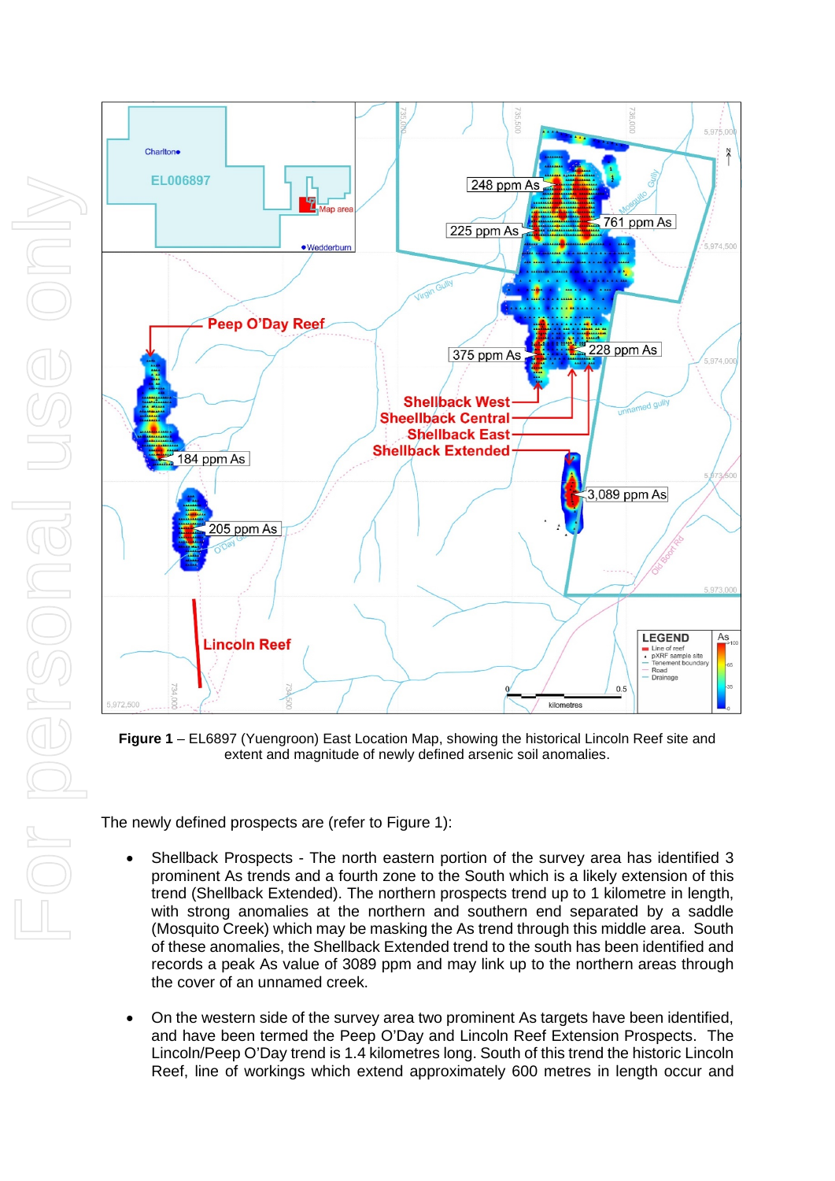**Figure 1** – EL6897 (Yuengroon) East Location Map, showing the historical Lincoln Reef site and extent and magnitude of newly defined arsenic soil anomalies.

The newly defined prospects are (refer to Figure 1):

- Shellback Prospects - The north eastern portion of the survey area has identified 3 prominent As trends and a fourth zone to the South which is a likely extension of this trend (Shellback Extended). The northern prospects trend up to 1 kilometre in length, with strong anomalies at the northern and southern end separated by a saddle (Mosquito Creek) which may be masking the As trend through this middle area. South of these anomalies, the Shellback Extended trend to the south has been identified and records a peak As value of 3089 ppm and may link up to the northern areas through the cover of an unnamed creek.

- On the western side of the survey area two prominent As targets have been identified, and have been termed the Peep O'Day and Lincoln Reef Extension Prospects. The Lincoln/Peep O'Day trend is 1.4 kilometres long. South of this trend the historic Lincoln Reef, line of workings which extend approximately 600 metres in length occur and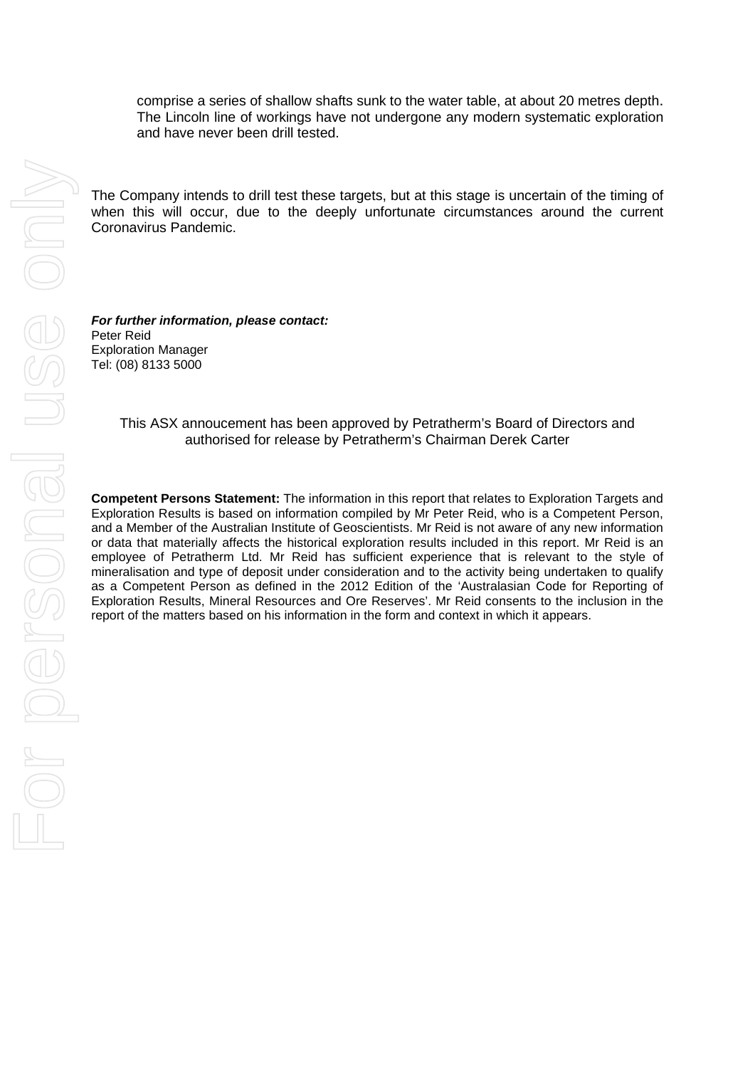comprise a series of shallow shafts sunk to the water table, at about 20 metres depth. The Lincoln line of workings have not undergone any modern systematic exploration and have never been drill tested.

The Company intends to drill test these targets, but at this stage is uncertain of the timing of when this will occur, due to the deeply unfortunate circumstances around the current Coronavirus Pandemic.

***For further information, please contact:***
Peter Reid
Exploration Manager
Tel: (08) 8133 5000

This ASX annoucement has been approved by Petratherm's Board of Directors and authorised for release by Petratherm's Chairman Derek Carter

**Competent Persons Statement:** The information in this report that relates to Exploration Targets and Exploration Results is based on information compiled by Mr Peter Reid, who is a Competent Person, and a Member of the Australian Institute of Geoscientists. Mr Reid is not aware of any new information or data that materially affects the historical exploration results included in this report. Mr Reid is an employee of Petratherm Ltd. Mr Reid has sufficient experience that is relevant to the style of mineralisation and type of deposit under consideration and to the activity being undertaken to qualify as a Competent Person as defined in the 2012 Edition of the 'Australasian Code for Reporting of Exploration Results, Mineral Resources and Ore Reserves'. Mr Reid consents to the inclusion in the report of the matters based on his information in the form and context in which it appears.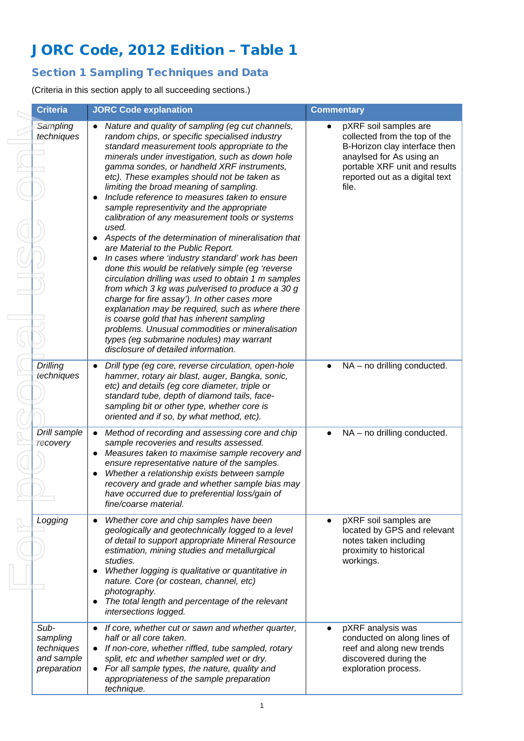# JORC Code, 2012 Edition – Table 1

## Section 1 Sampling Techniques and Data

(Criteria in this section apply to all succeeding sections.)

| Criteria | JORC Code explanation | Commentary |
|---|---|---|
| *Sampling techniques* | • *Nature and quality of sampling (eg cut channels, random chips, or specific specialised industry standard measurement tools appropriate to the minerals under investigation, such as down hole gamma sondes, or handheld XRF instruments, etc). These examples should not be taken as limiting the broad meaning of sampling.*<br>• *Include reference to measures taken to ensure sample representivity and the appropriate calibration of any measurement tools or systems used.*<br>• *Aspects of the determination of mineralisation that are Material to the Public Report.*<br>• *In cases where 'industry standard' work has been done this would be relatively simple (eg 'reverse circulation drilling was used to obtain 1 m samples from which 3 kg was pulverised to produce a 30 g charge for fire assay'). In other cases more explanation may be required, such as where there is coarse gold that has inherent sampling problems. Unusual commodities or mineralisation types (eg submarine nodules) may warrant disclosure of detailed information.* | • pXRF soil samples are collected from the top of the B-Horizon clay interface then anaylsed for As using an portable XRF unit and results reported out as a digital text file. |
| *Drilling techniques* | • *Drill type (eg core, reverse circulation, open-hole hammer, rotary air blast, auger, Bangka, sonic, etc) and details (eg core diameter, triple or standard tube, depth of diamond tails, face-sampling bit or other type, whether core is oriented and if so, by what method, etc).* | • NA – no drilling conducted. |
| *Drill sample recovery* | • *Method of recording and assessing core and chip sample recoveries and results assessed.*<br>• *Measures taken to maximise sample recovery and ensure representative nature of the samples.*<br>• *Whether a relationship exists between sample recovery and grade and whether sample bias may have occurred due to preferential loss/gain of fine/coarse material.* | • NA – no drilling conducted. |
| *Logging* | • *Whether core and chip samples have been geologically and geotechnically logged to a level of detail to support appropriate Mineral Resource estimation, mining studies and metallurgical studies.*<br>• *Whether logging is qualitative or quantitative in nature. Core (or costean, channel, etc) photography.*<br>• *The total length and percentage of the relevant intersections logged.* | • pXRF soil samples are located by GPS and relevant notes taken including proximity to historical workings. |
| *Sub-sampling techniques and sample preparation* | • *If core, whether cut or sawn and whether quarter, half or all core taken.*<br>• *If non-core, whether riffled, tube sampled, rotary split, etc and whether sampled wet or dry.*<br>• *For all sample types, the nature, quality and appropriateness of the sample preparation technique.* | • pXRF analysis was conducted on along lines of reef and along new trends discovered during the exploration process. |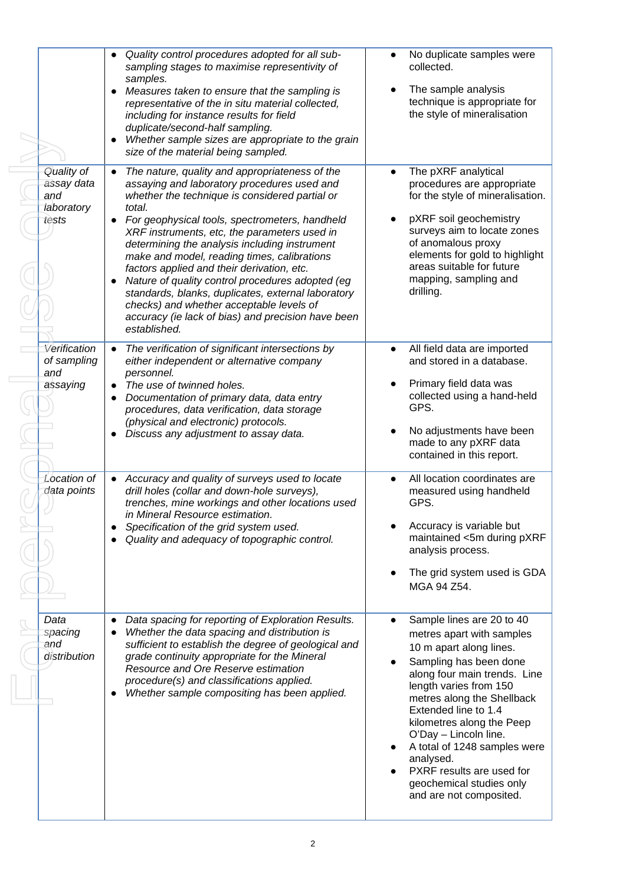| | | |
|---|---|---|
| | • *Quality control procedures adopted for all sub-sampling stages to maximise representivity of samples.*<br>• *Measures taken to ensure that the sampling is representative of the in situ material collected, including for instance results for field duplicate/second-half sampling.*<br>• *Whether sample sizes are appropriate to the grain size of the material being sampled.* | • No duplicate samples were collected.<br>• The sample analysis technique is appropriate for the style of mineralisation |
| *Quality of assay data and laboratory tests* | • *The nature, quality and appropriateness of the assaying and laboratory procedures used and whether the technique is considered partial or total.*<br>• *For geophysical tools, spectrometers, handheld XRF instruments, etc, the parameters used in determining the analysis including instrument make and model, reading times, calibrations factors applied and their derivation, etc.*<br>• *Nature of quality control procedures adopted (eg standards, blanks, duplicates, external laboratory checks) and whether acceptable levels of accuracy (ie lack of bias) and precision have been established.* | • The pXRF analytical procedures are appropriate for the style of mineralisation.<br>• pXRF soil geochemistry surveys aim to locate zones of anomalous proxy elements for gold to highlight areas suitable for future mapping, sampling and drilling. |
| *Verification of sampling and assaying* | • *The verification of significant intersections by either independent or alternative company personnel.*<br>• *The use of twinned holes.*<br>• *Documentation of primary data, data entry procedures, data verification, data storage (physical and electronic) protocols.*<br>• *Discuss any adjustment to assay data.* | • All field data are imported and stored in a database.<br>• Primary field data was collected using a hand-held GPS.<br>• No adjustments have been made to any pXRF data contained in this report. |
| *Location of data points* | • *Accuracy and quality of surveys used to locate drill holes (collar and down-hole surveys), trenches, mine workings and other locations used in Mineral Resource estimation.*<br>• *Specification of the grid system used.*<br>• *Quality and adequacy of topographic control.* | • All location coordinates are measured using handheld GPS.<br>• Accuracy is variable but maintained <5m during pXRF analysis process.<br>• The grid system used is GDA MGA 94 Z54. |
| *Data spacing and distribution* | • *Data spacing for reporting of Exploration Results.*<br>• *Whether the data spacing and distribution is sufficient to establish the degree of geological and grade continuity appropriate for the Mineral Resource and Ore Reserve estimation procedure(s) and classifications applied.*<br>• *Whether sample compositing has been applied.* | • Sample lines are 20 to 40 metres apart with samples 10 m apart along lines.<br>• Sampling has been done along four main trends. Line length varies from 150 metres along the Shellback Extended line to 1.4 kilometres along the Peep O'Day – Lincoln line.<br>• A total of 1248 samples were analysed.<br>• PXRF results are used for geochemical studies only and are not composited. |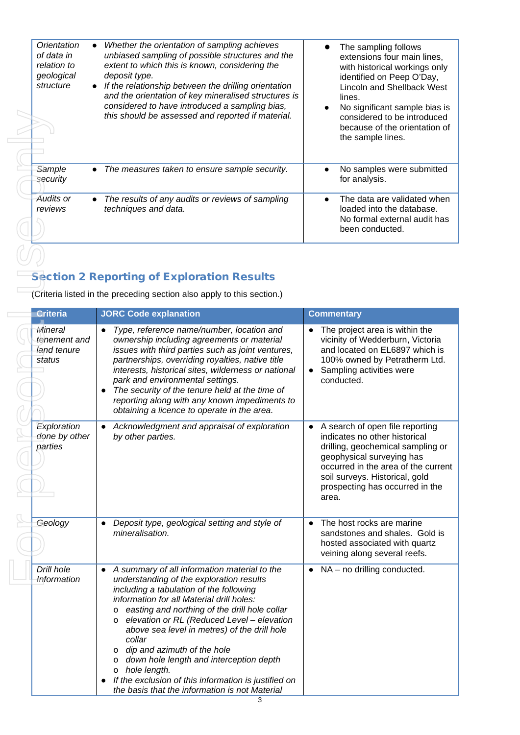| | | |
|---|---|---|
| *Orientation of data in relation to geological structure* | • *Whether the orientation of sampling achieves unbiased sampling of possible structures and the extent to which this is known, considering the deposit type.*<br>• *If the relationship between the drilling orientation and the orientation of key mineralised structures is considered to have introduced a sampling bias, this should be assessed and reported if material.* | • The sampling follows extensions four main lines, with historical workings only identified on Peep O'Day, Lincoln and Shellback West lines.<br>• No significant sample bias is considered to be introduced because of the orientation of the sample lines. |
| *Sample security* | • *The measures taken to ensure sample security.* | • No samples were submitted for analysis. |
| *Audits or reviews* | • *The results of any audits or reviews of sampling techniques and data.* | • The data are validated when loaded into the database. No formal external audit has been conducted. |

## Section 2 Reporting of Exploration Results

(Criteria listed in the preceding section also apply to this section.)

| Criteria | JORC Code explanation | Commentary |
|---|---|---|
| *Mineral tenement and land tenure status* | • *Type, reference name/number, location and ownership including agreements or material issues with third parties such as joint ventures, partnerships, overriding royalties, native title interests, historical sites, wilderness or national park and environmental settings.*<br>• *The security of the tenure held at the time of reporting along with any known impediments to obtaining a licence to operate in the area.* | • The project area is within the vicinity of Wedderburn, Victoria and located on EL6897 which is 100% owned by Petratherm Ltd.<br>• Sampling activities were conducted. |
| *Exploration done by other parties* | • *Acknowledgment and appraisal of exploration by other parties.* | • A search of open file reporting indicates no other historical drilling, geochemical sampling or geophysical surveying has occurred in the area of the current soil surveys. Historical, gold prospecting has occurred in the area. |
| *Geology* | • *Deposit type, geological setting and style of mineralisation.* | • The host rocks are marine sandstones and shales. Gold is hosted associated with quartz veining along several reefs. |
| *Drill hole Information* | • *A summary of all information material to the understanding of the exploration results including a tabulation of the following information for all Material drill holes:*<br>&nbsp;&nbsp;o *easting and northing of the drill hole collar*<br>&nbsp;&nbsp;o *elevation or RL (Reduced Level – elevation above sea level in metres) of the drill hole collar*<br>&nbsp;&nbsp;o *dip and azimuth of the hole*<br>&nbsp;&nbsp;o *down hole length and interception depth*<br>&nbsp;&nbsp;o *hole length.*<br>• *If the exclusion of this information is justified on the basis that the information is not Material* | • NA – no drilling conducted. |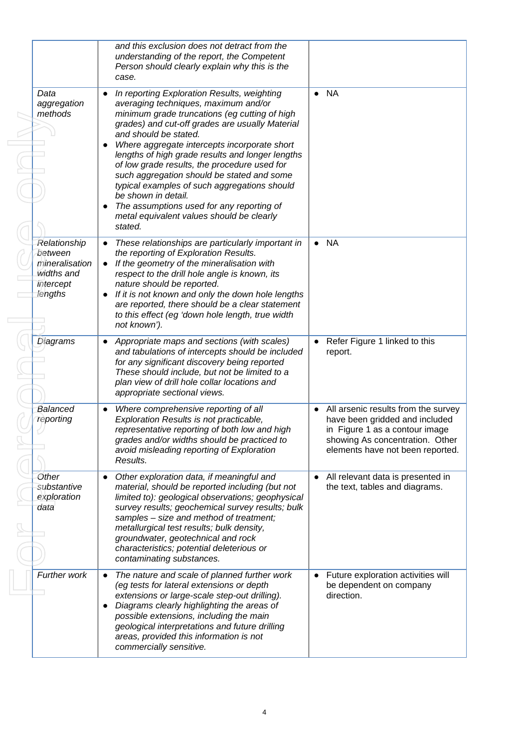| | | |
|---|---|---|
| | *and this exclusion does not detract from the understanding of the report, the Competent Person should clearly explain why this is the case.* | |
| *Data aggregation methods* | • *In reporting Exploration Results, weighting averaging techniques, maximum and/or minimum grade truncations (eg cutting of high grades) and cut-off grades are usually Material and should be stated.*<br>• *Where aggregate intercepts incorporate short lengths of high grade results and longer lengths of low grade results, the procedure used for such aggregation should be stated and some typical examples of such aggregations should be shown in detail.*<br>• *The assumptions used for any reporting of metal equivalent values should be clearly stated.* | • NA |
| *Relationship between mineralisation widths and intercept lengths* | • *These relationships are particularly important in the reporting of Exploration Results.*<br>• *If the geometry of the mineralisation with respect to the drill hole angle is known, its nature should be reported.*<br>• *If it is not known and only the down hole lengths are reported, there should be a clear statement to this effect (eg 'down hole length, true width not known').* | • NA |
| *Diagrams* | • *Appropriate maps and sections (with scales) and tabulations of intercepts should be included for any significant discovery being reported These should include, but not be limited to a plan view of drill hole collar locations and appropriate sectional views.* | • Refer Figure 1 linked to this report. |
| *Balanced reporting* | • *Where comprehensive reporting of all Exploration Results is not practicable, representative reporting of both low and high grades and/or widths should be practiced to avoid misleading reporting of Exploration Results.* | • All arsenic results from the survey have been gridded and included in Figure 1 as a contour image showing As concentration. Other elements have not been reported. |
| *Other substantive exploration data* | • *Other exploration data, if meaningful and material, should be reported including (but not limited to): geological observations; geophysical survey results; geochemical survey results; bulk samples – size and method of treatment; metallurgical test results; bulk density, groundwater, geotechnical and rock characteristics; potential deleterious or contaminating substances.* | • All relevant data is presented in the text, tables and diagrams. |
| *Further work* | • *The nature and scale of planned further work (eg tests for lateral extensions or depth extensions or large-scale step-out drilling).*<br>• *Diagrams clearly highlighting the areas of possible extensions, including the main geological interpretations and future drilling areas, provided this information is not commercially sensitive.* | • Future exploration activities will be dependent on company direction. |